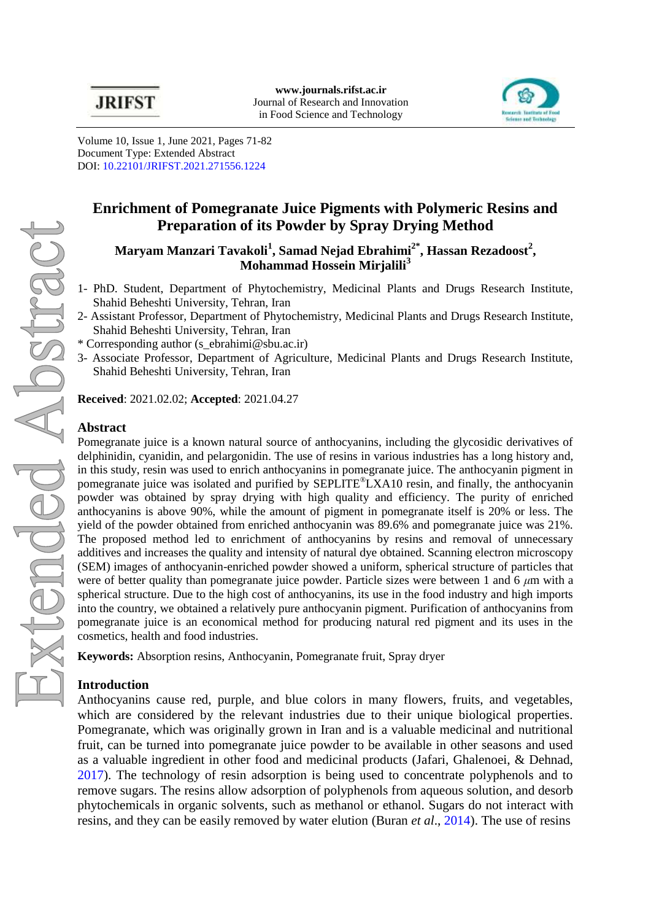Volume 10, Issue 1, June 2021, Pages 71-82
Document Type: Extended Abstract
DOI: 10.22101/JRIFST.2021.271556.1224

# Enrichment of Pomegranate Juice Pigments with Polymeric Resins and Preparation of its Powder by Spray Drying Method

**Maryam Manzari Tavakoli[1], Samad Nejad Ebrahimi[2*], Hassan Rezadoost[2], Mohammad Hossein Mirjalili[3]**

1- PhD. Student, Department of Phytochemistry, Medicinal Plants and Drugs Research Institute, Shahid Beheshti University, Tehran, Iran
2- Assistant Professor, Department of Phytochemistry, Medicinal Plants and Drugs Research Institute, Shahid Beheshti University, Tehran, Iran
* Corresponding author (s_ebrahimi@sbu.ac.ir)
3- Associate Professor, Department of Agriculture, Medicinal Plants and Drugs Research Institute, Shahid Beheshti University, Tehran, Iran

**Received**: 2021.02.02; **Accepted**: 2021.04.27

## Abstract

Pomegranate juice is a known natural source of anthocyanins, including the glycosidic derivatives of delphinidin, cyanidin, and pelargonidin. The use of resins in various industries has a long history and, in this study, resin was used to enrich anthocyanins in pomegranate juice. The anthocyanin pigment in pomegranate juice was isolated and purified by SEPLITE®LXA10 resin, and finally, the anthocyanin powder was obtained by spray drying with high quality and efficiency. The purity of enriched anthocyanins is above 90%, while the amount of pigment in pomegranate itself is 20% or less. The yield of the powder obtained from enriched anthocyanin was 89.6% and pomegranate juice was 21%. The proposed method led to enrichment of anthocyanins by resins and removal of unnecessary additives and increases the quality and intensity of natural dye obtained. Scanning electron microscopy (SEM) images of anthocyanin-enriched powder showed a uniform, spherical structure of particles that were of better quality than pomegranate juice powder. Particle sizes were between 1 and 6 $\mu$m with a spherical structure. Due to the high cost of anthocyanins, its use in the food industry and high imports into the country, we obtained a relatively pure anthocyanin pigment. Purification of anthocyanins from pomegranate juice is an economical method for producing natural red pigment and its uses in the cosmetics, health and food industries.

**Keywords:** Absorption resins, Anthocyanin, Pomegranate fruit, Spray dryer

## Introduction

Anthocyanins cause red, purple, and blue colors in many flowers, fruits, and vegetables, which are considered by the relevant industries due to their unique biological properties. Pomegranate, which was originally grown in Iran and is a valuable medicinal and nutritional fruit, can be turned into pomegranate juice powder to be available in other seasons and used as a valuable ingredient in other food and medicinal products (Jafari, Ghalenoei, & Dehnad, 2017). The technology of resin adsorption is being used to concentrate polyphenols and to remove sugars. The resins allow adsorption of polyphenols from aqueous solution, and desorb phytochemicals in organic solvents, such as methanol or ethanol. Sugars do not interact with resins, and they can be easily removed by water elution (Buran *et al*., 2014). The use of resins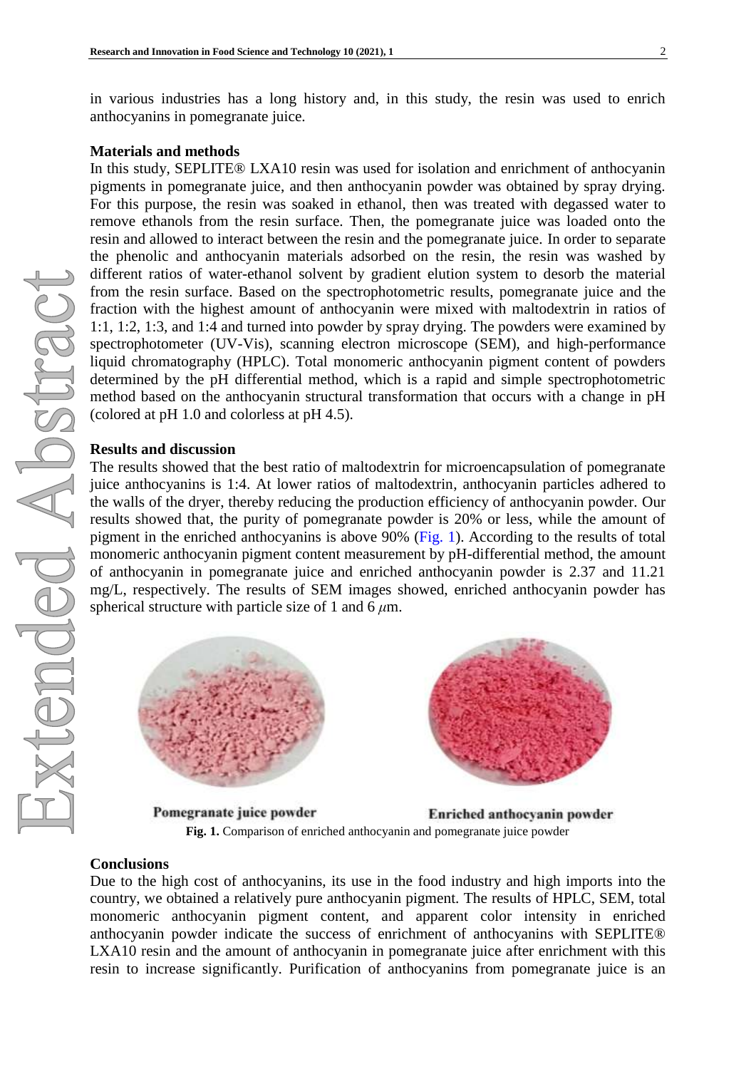in various industries has a long history and, in this study, the resin was used to enrich anthocyanins in pomegranate juice.

## Materials and methods

In this study, SEPLITE® LXA10 resin was used for isolation and enrichment of anthocyanin pigments in pomegranate juice, and then anthocyanin powder was obtained by spray drying. For this purpose, the resin was soaked in ethanol, then was treated with degassed water to remove ethanols from the resin surface. Then, the pomegranate juice was loaded onto the resin and allowed to interact between the resin and the pomegranate juice. In order to separate the phenolic and anthocyanin materials adsorbed on the resin, the resin was washed by different ratios of water-ethanol solvent by gradient elution system to desorb the material from the resin surface. Based on the spectrophotometric results, pomegranate juice and the fraction with the highest amount of anthocyanin were mixed with maltodextrin in ratios of 1:1, 1:2, 1:3, and 1:4 and turned into powder by spray drying. The powders were examined by spectrophotometer (UV-Vis), scanning electron microscope (SEM), and high-performance liquid chromatography (HPLC). Total monomeric anthocyanin pigment content of powders determined by the pH differential method, which is a rapid and simple spectrophotometric method based on the anthocyanin structural transformation that occurs with a change in pH (colored at pH 1.0 and colorless at pH 4.5).

## Results and discussion

The results showed that the best ratio of maltodextrin for microencapsulation of pomegranate juice anthocyanins is 1:4. At lower ratios of maltodextrin, anthocyanin particles adhered to the walls of the dryer, thereby reducing the production efficiency of anthocyanin powder. Our results showed that, the purity of pomegranate powder is 20% or less, while the amount of pigment in the enriched anthocyanins is above 90% (Fig. 1). According to the results of total monomeric anthocyanin pigment content measurement by pH-differential method, the amount of anthocyanin in pomegranate juice and enriched anthocyanin powder is 2.37 and 11.21 mg/L, respectively. The results of SEM images showed, enriched anthocyanin powder has spherical structure with particle size of 1 and 6 $\mu$m.

Pomegranate juice powder | Enriched anthocyanin powder

**Fig. 1.** Comparison of enriched anthocyanin and pomegranate juice powder

## Conclusions

Due to the high cost of anthocyanins, its use in the food industry and high imports into the country, we obtained a relatively pure anthocyanin pigment. The results of HPLC, SEM, total monomeric anthocyanin pigment content, and apparent color intensity in enriched anthocyanin powder indicate the success of enrichment of anthocyanins with SEPLITE® LXA10 resin and the amount of anthocyanin in pomegranate juice after enrichment with this resin to increase significantly. Purification of anthocyanins from pomegranate juice is an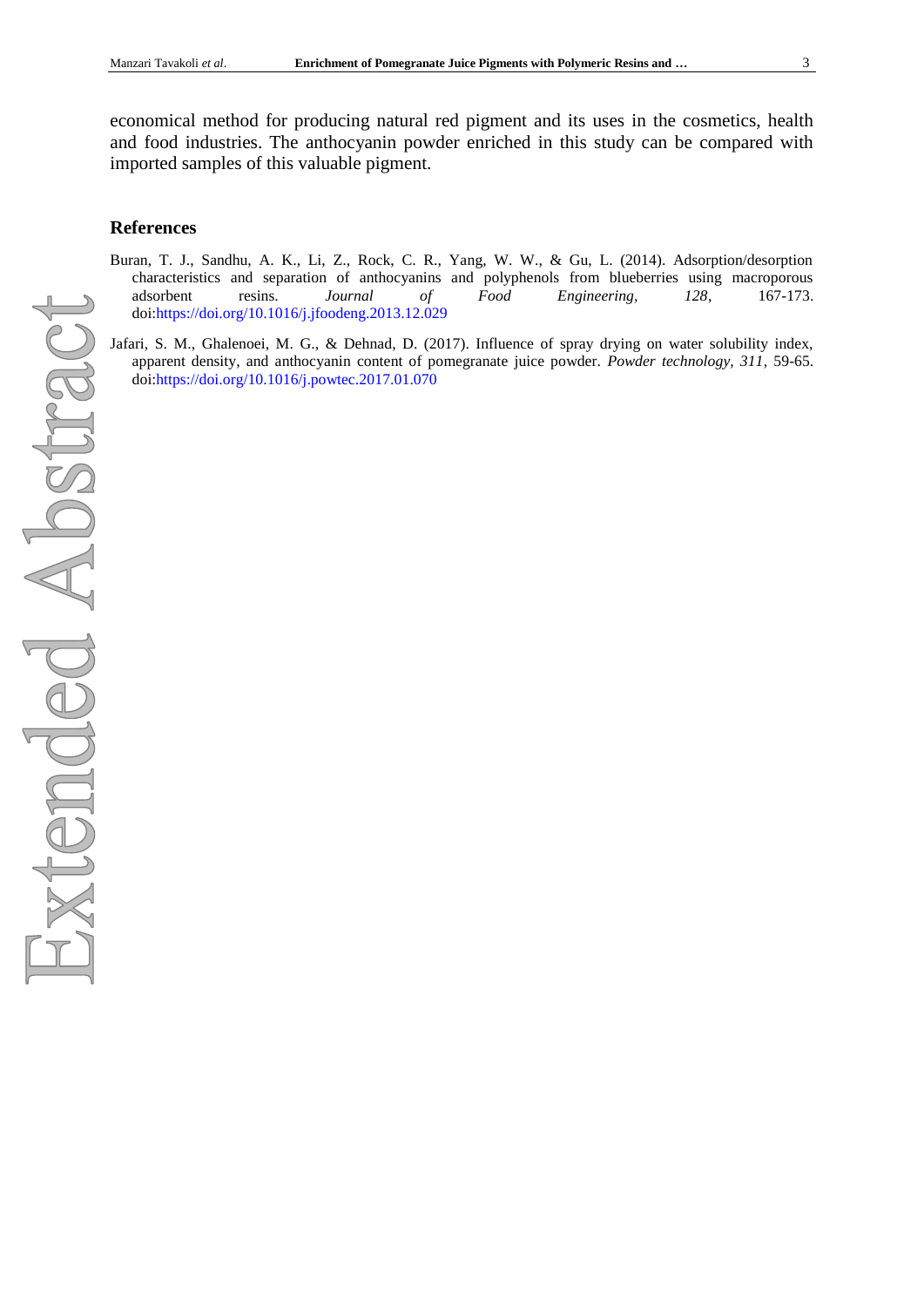economical method for producing natural red pigment and its uses in the cosmetics, health and food industries. The anthocyanin powder enriched in this study can be compared with imported samples of this valuable pigment.

## References

Buran, T. J., Sandhu, A. K., Li, Z., Rock, C. R., Yang, W. W., & Gu, L. (2014). Adsorption/desorption characteristics and separation of anthocyanins and polyphenols from blueberries using macroporous adsorbent resins. *Journal of Food Engineering*, *128*, 167-173. doi:https://doi.org/10.1016/j.jfoodeng.2013.12.029

Jafari, S. M., Ghalenoei, M. G., & Dehnad, D. (2017). Influence of spray drying on water solubility index, apparent density, and anthocyanin content of pomegranate juice powder. *Powder technology*, *311*, 59-65. doi:https://doi.org/10.1016/j.powtec.2017.01.070